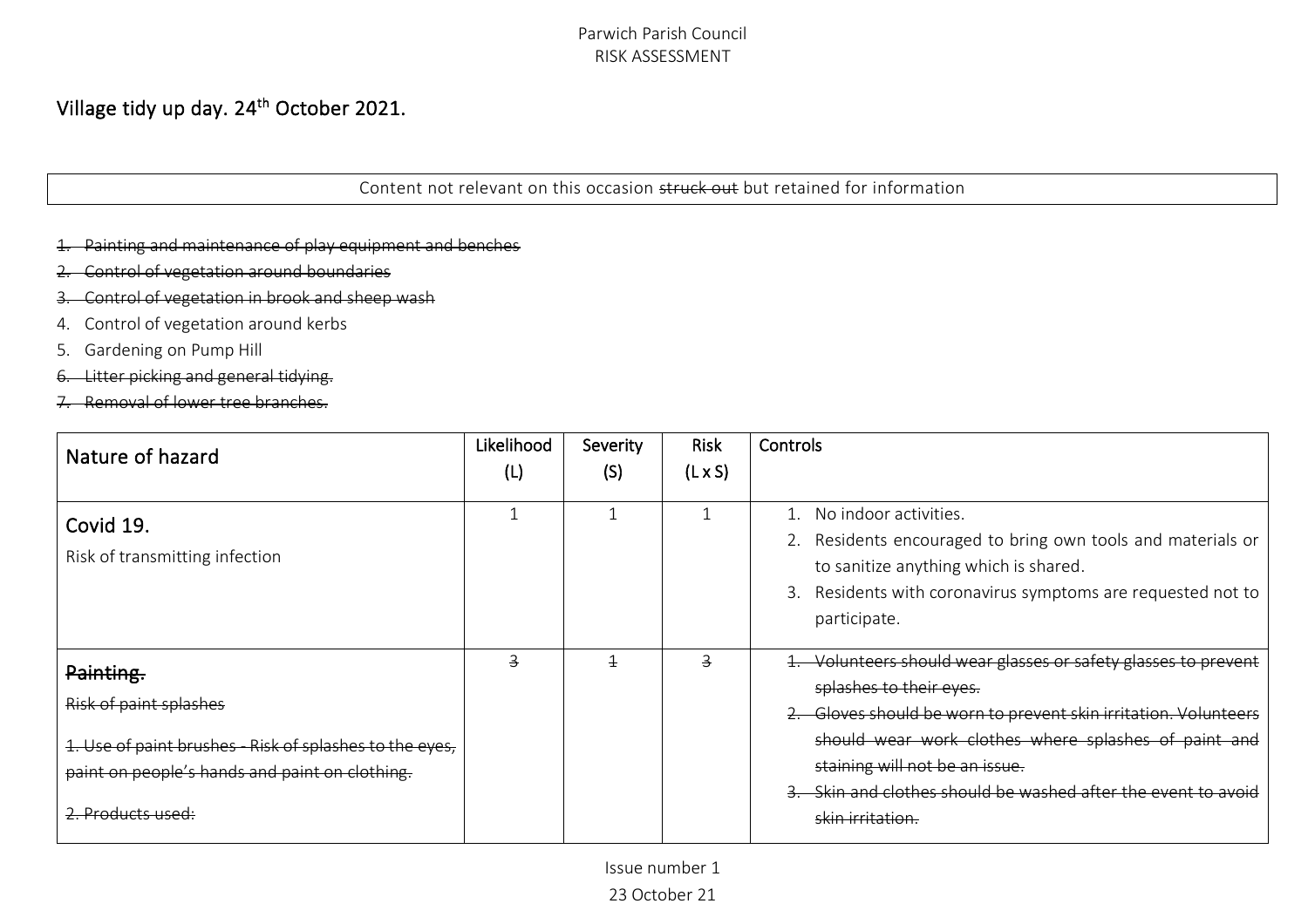Parwich Parish Council
RISK ASSESSMENT

# Village tidy up day. 24th October 2021.

Content not relevant on this occasion ~~struck out~~ but retained for information

1. ~~Painting and maintenance of play equipment and benches~~
2. ~~Control of vegetation around boundaries~~
3. ~~Control of vegetation in brook and sheep wash~~
4. Control of vegetation around kerbs
5. Gardening on Pump Hill
6. ~~Litter picking and general tidying.~~
7. ~~Removal of lower tree branches.~~

| Nature of hazard | Likelihood (L) | Severity (S) | Risk (L x S) | Controls |
|---|---|---|---|---|
| **Covid 19.**<br>Risk of transmitting infection | 1 | 1 | 1 | 1. No indoor activities.<br>2. Residents encouraged to bring own tools and materials or to sanitize anything which is shared.<br>3. Residents with coronavirus symptoms are requested not to participate. |
| ~~**Painting.**~~<br>~~Risk of paint splashes~~<br>~~1. Use of paint brushes - Risk of splashes to the eyes, paint on people's hands and paint on clothing.~~<br>~~2. Products used:~~ | ~~3~~ | ~~1~~ | ~~3~~ | ~~1. Volunteers should wear glasses or safety glasses to prevent splashes to their eyes.~~<br>~~2. Gloves should be worn to prevent skin irritation. Volunteers should wear work clothes where splashes of paint and staining will not be an issue.~~<br>~~3. Skin and clothes should be washed after the event to avoid skin irritation.~~ |

Issue number 1
23 October 21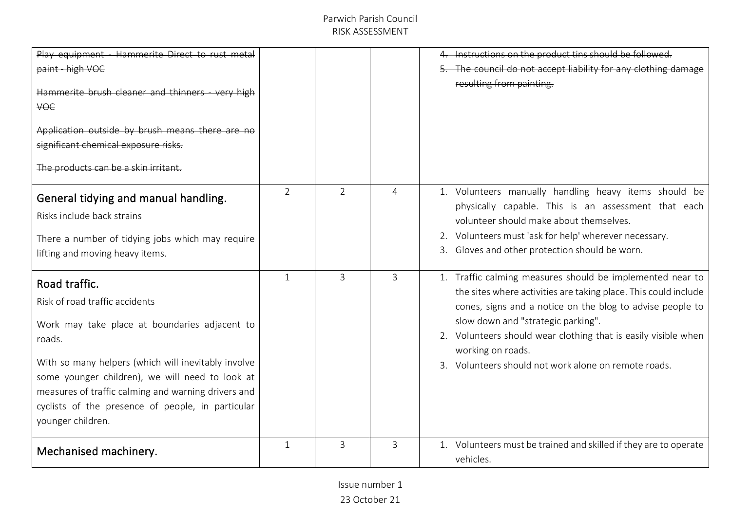| | | | | |
|---|---|---|---|---|
| ~~Play equipment - Hammerite Direct to rust metal paint - high VOC~~<br><br>~~Hammerite brush cleaner and thinners - very high VOC~~<br><br>~~Application outside by brush means there are no significant chemical exposure risks.~~<br><br>~~The products can be a skin irritant.~~ | | | | ~~4. Instructions on the product tins should be followed.~~<br>~~5. The council do not accept liability for any clothing damage resulting from painting.~~ |
| **General tidying and manual handling.**<br>Risks include back strains<br><br>There a number of tidying jobs which may require lifting and moving heavy items. | 2 | 2 | 4 | 1. Volunteers manually handling heavy items should be physically capable. This is an assessment that each volunteer should make about themselves.<br>2. Volunteers must 'ask for help' wherever necessary.<br>3. Gloves and other protection should be worn. |
| **Road traffic.**<br>Risk of road traffic accidents<br><br>Work may take place at boundaries adjacent to roads.<br><br>With so many helpers (which will inevitably involve some younger children), we will need to look at measures of traffic calming and warning drivers and cyclists of the presence of people, in particular younger children. | 1 | 3 | 3 | 1. Traffic calming measures should be implemented near to the sites where activities are taking place. This could include cones, signs and a notice on the blog to advise people to slow down and "strategic parking".<br>2. Volunteers should wear clothing that is easily visible when working on roads.<br>3. Volunteers should not work alone on remote roads. |
| **Mechanised machinery.** | 1 | 3 | 3 | 1. Volunteers must be trained and skilled if they are to operate vehicles. |

Issue number 1
23 October 21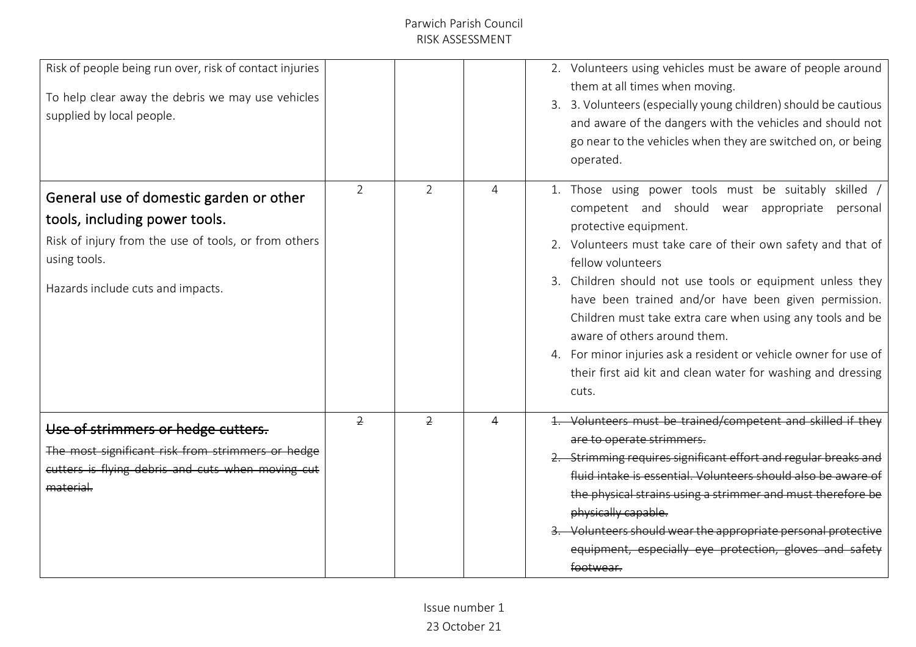| | | | | |
|---|---|---|---|---|
| Risk of people being run over, risk of contact injuries<br><br>To help clear away the debris we may use vehicles supplied by local people. | | | | 2. Volunteers using vehicles must be aware of people around them at all times when moving.<br>3. 3. Volunteers (especially young children) should be cautious and aware of the dangers with the vehicles and should not go near to the vehicles when they are switched on, or being operated. |
| **General use of domestic garden or other tools, including power tools.**<br>Risk of injury from the use of tools, or from others using tools.<br><br>Hazards include cuts and impacts. | 2 | 2 | 4 | 1. Those using power tools must be suitably skilled / competent and should wear appropriate personal protective equipment.<br>2. Volunteers must take care of their own safety and that of fellow volunteers<br>3. Children should not use tools or equipment unless they have been trained and/or have been given permission. Children must take extra care when using any tools and be aware of others around them.<br>4. For minor injuries ask a resident or vehicle owner for use of their first aid kit and clean water for washing and dressing cuts. |
| ~~**Use of strimmers or hedge cutters.**~~<br>~~The most significant risk from strimmers or hedge cutters is flying debris and cuts when moving cut material.~~ | ~~2~~ | ~~2~~ | ~~4~~ | ~~1. Volunteers must be trained/competent and skilled if they are to operate strimmers.~~<br>~~2. Strimming requires significant effort and regular breaks and fluid intake is essential. Volunteers should also be aware of the physical strains using a strimmer and must therefore be physically capable.~~<br>~~3. Volunteers should wear the appropriate personal protective equipment, especially eye protection, gloves and safety footwear.~~ |

Issue number 1
23 October 21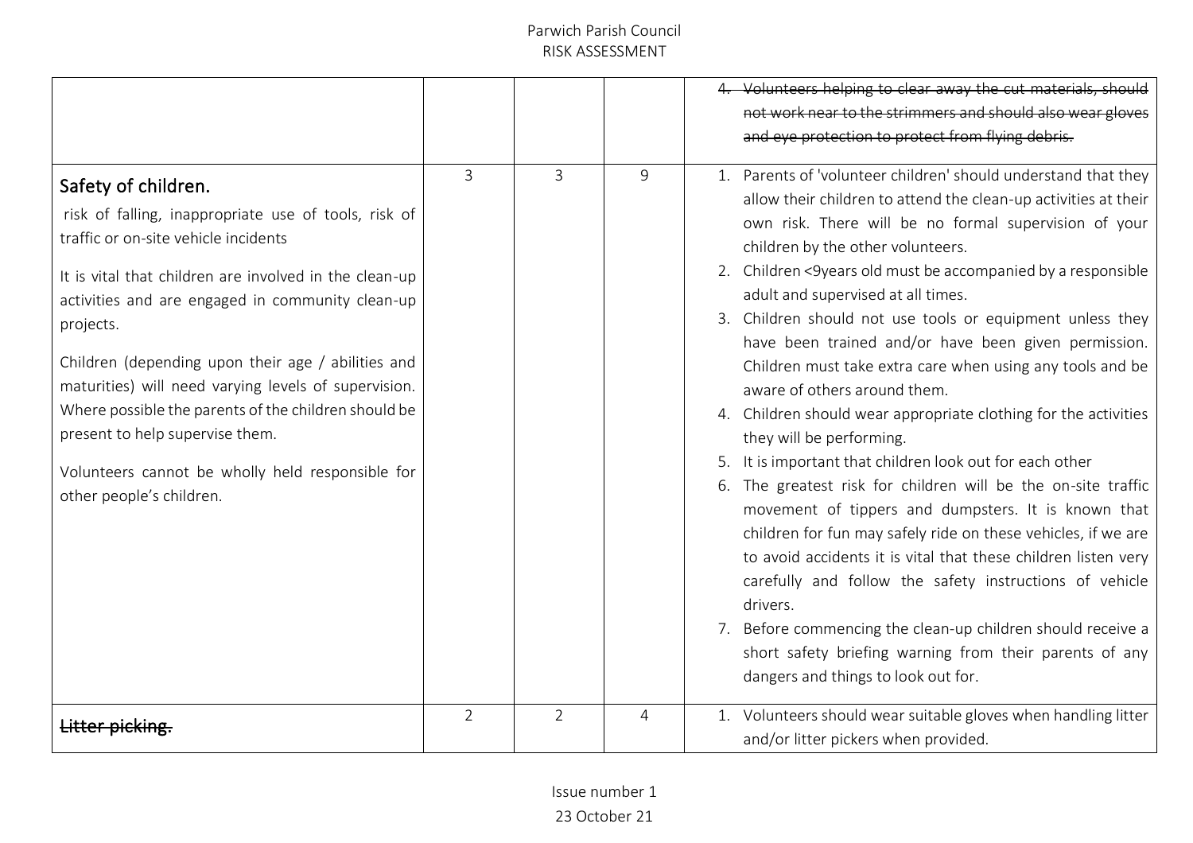| | | | | |
|---|---|---|---|---|
| | | | | ~~4. Volunteers helping to clear away the cut materials, should not work near to the strimmers and should also wear gloves and eye protection to protect from flying debris.~~ |
| **Safety of children.**<br><br>risk of falling, inappropriate use of tools, risk of traffic or on-site vehicle incidents<br><br>It is vital that children are involved in the clean-up activities and are engaged in community clean-up projects.<br><br>Children (depending upon their age / abilities and maturities) will need varying levels of supervision. Where possible the parents of the children should be present to help supervise them.<br><br>Volunteers cannot be wholly held responsible for other people's children. | 3 | 3 | 9 | 1. Parents of 'volunteer children' should understand that they allow their children to attend the clean-up activities at their own risk. There will be no formal supervision of your children by the other volunteers.<br>2. Children <9years old must be accompanied by a responsible adult and supervised at all times.<br>3. Children should not use tools or equipment unless they have been trained and/or have been given permission. Children must take extra care when using any tools and be aware of others around them.<br>4. Children should wear appropriate clothing for the activities they will be performing.<br>5. It is important that children look out for each other<br>6. The greatest risk for children will be the on-site traffic movement of tippers and dumpsters. It is known that children for fun may safely ride on these vehicles, if we are to avoid accidents it is vital that these children listen very carefully and follow the safety instructions of vehicle drivers.<br>7. Before commencing the clean-up children should receive a short safety briefing warning from their parents of any dangers and things to look out for. |
| ~~Litter picking.~~ | 2 | 2 | 4 | 1. Volunteers should wear suitable gloves when handling litter and/or litter pickers when provided. |

Issue number 1
23 October 21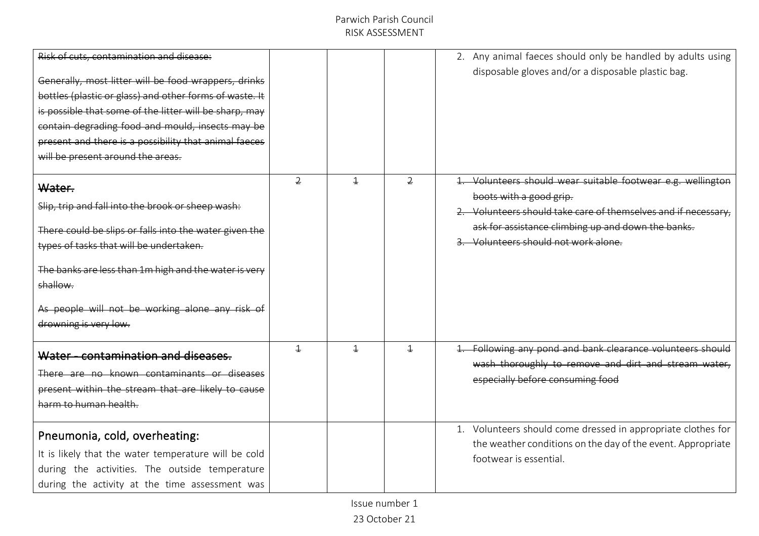| | | | | |
|---|---|---|---|---|
| ~~Risk of cuts, contamination and disease:~~<br><br>~~Generally, most litter will be food wrappers, drinks bottles (plastic or glass) and other forms of waste. It is possible that some of the litter will be sharp, may contain degrading food and mould, insects may be present and there is a possibility that animal faeces will be present around the areas.~~ | | | | 2. Any animal faeces should only be handled by adults using disposable gloves and/or a disposable plastic bag. |
| ~~**Water.**~~<br>~~Slip, trip and fall into the brook or sheep wash:~~<br><br>~~There could be slips or falls into the water given the types of tasks that will be undertaken.~~<br><br>~~The banks are less than 1m high and the water is very shallow.~~<br><br>~~As people will not be working alone any risk of drowning is very low.~~ | ~~2~~ | ~~1~~ | ~~2~~ | ~~1. Volunteers should wear suitable footwear e.g. wellington boots with a good grip.~~<br>~~2. Volunteers should take care of themselves and if necessary, ask for assistance climbing up and down the banks.~~<br>~~3. Volunteers should not work alone.~~ |
| ~~**Water - contamination and diseases.**~~<br>~~There are no known contaminants or diseases present within the stream that are likely to cause harm to human health.~~ | ~~1~~ | ~~1~~ | ~~1~~ | ~~1. Following any pond and bank clearance volunteers should wash thoroughly to remove and dirt and stream water, especially before consuming food~~ |
| **Pneumonia, cold, overheating:**<br>It is likely that the water temperature will be cold during the activities. The outside temperature during the activity at the time assessment was | | | | 1. Volunteers should come dressed in appropriate clothes for the weather conditions on the day of the event. Appropriate footwear is essential. |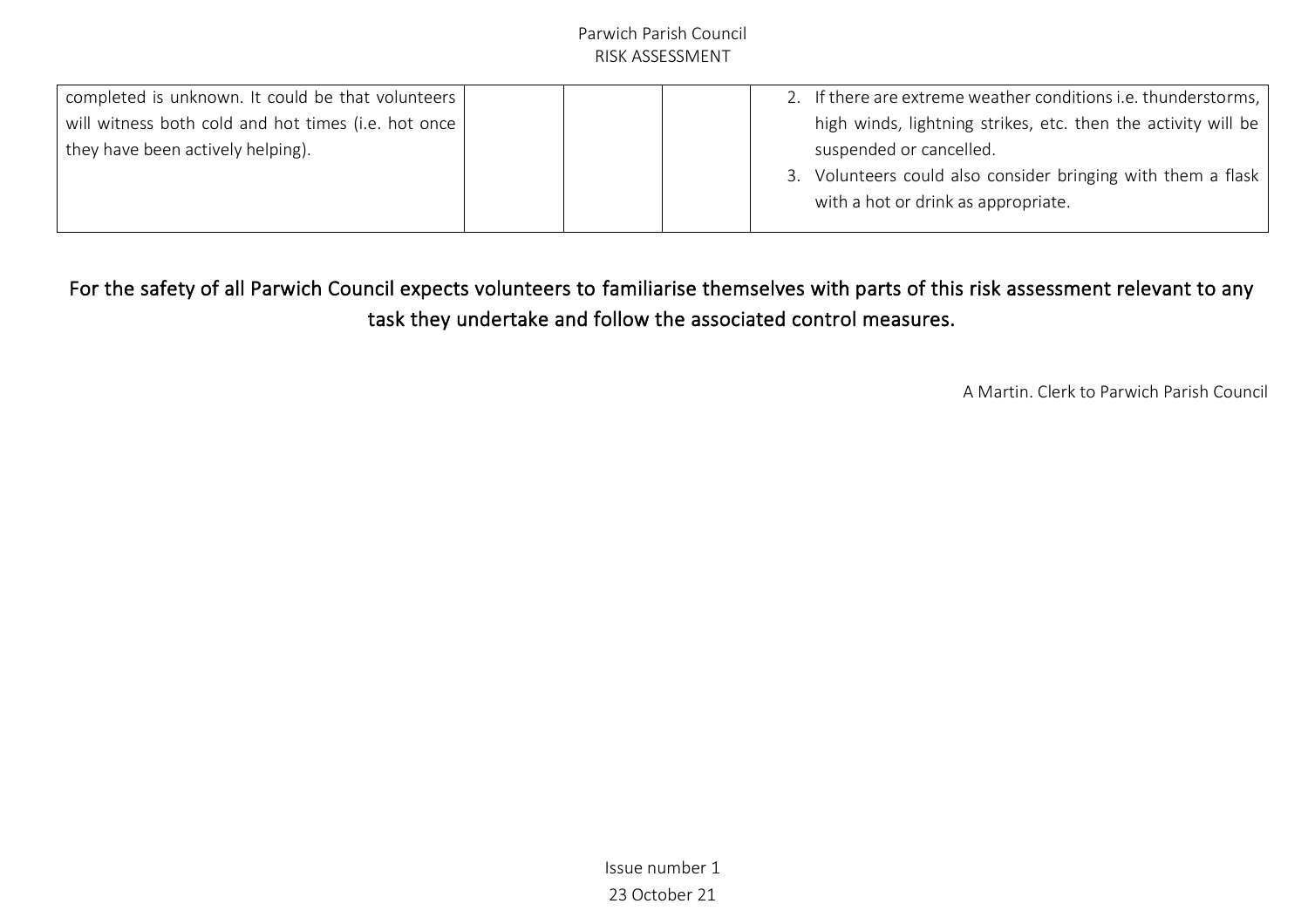| | | | | |
|---|---|---|---|---|
| completed is unknown. It could be that volunteers will witness both cold and hot times (i.e. hot once they have been actively helping). | | | | 2. If there are extreme weather conditions i.e. thunderstorms, high winds, lightning strikes, etc. then the activity will be suspended or cancelled.<br>3. Volunteers could also consider bringing with them a flask with a hot or drink as appropriate. |

For the safety of all Parwich Council expects volunteers to familiarise themselves with parts of this risk assessment relevant to any task they undertake and follow the associated control measures.

A Martin. Clerk to Parwich Parish Council

Issue number 1
23 October 21